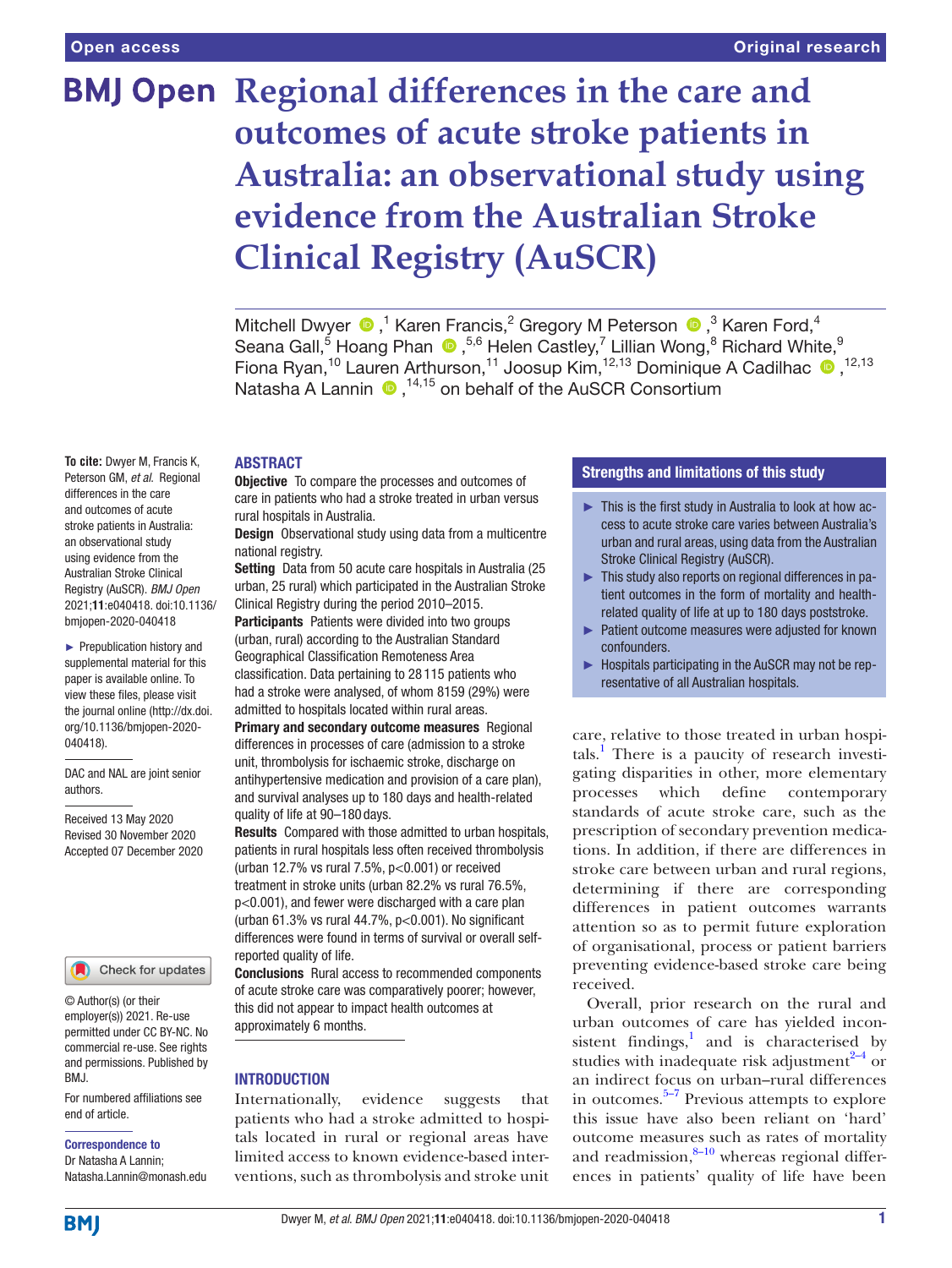Open access

Original research

# Regional differences in the care and outcomes of acute stroke patients in Australia: an observational study using evidence from the Australian Stroke Clinical Registry (AuSCR)

Mitchell Dwyer [1], Karen Francis,[2] Gregory M Peterson [3], Karen Ford,[4] Seana Gall,[5] Hoang Phan [5,6], Helen Castley,[7] Lillian Wong,[8] Richard White,[9] Fiona Ryan,[10] Lauren Arthurson,[11] Joosup Kim,[12,13] Dominique A Cadilhac [12,13], Natasha A Lannin [14,15] on behalf of the AuSCR Consortium

**To cite:** Dwyer M, Francis K, Peterson GM, *et al*. Regional differences in the care and outcomes of acute stroke patients in Australia: an observational study using evidence from the Australian Stroke Clinical Registry (AuSCR). *BMJ Open* 2021;**11**:e040418. doi:10.1136/bmjopen-2020-040418

► Prepublication history and supplemental material for this paper is available online. To view these files, please visit the journal online (http://dx.doi.org/10.1136/bmjopen-2020-040418).

DAC and NAL are joint senior authors.

Received 13 May 2020
Revised 30 November 2020
Accepted 07 December 2020

© Author(s) (or their employer(s)) 2021. Re-use permitted under CC BY-NC. No commercial re-use. See rights and permissions. Published by BMJ.

For numbered affiliations see end of article.

**Correspondence to**
Dr Natasha A Lannin;
Natasha.Lannin@monash.edu

## ABSTRACT

**Objective** To compare the processes and outcomes of care in patients who had a stroke treated in urban versus rural hospitals in Australia.

**Design** Observational study using data from a multicentre national registry.

**Setting** Data from 50 acute care hospitals in Australia (25 urban, 25 rural) which participated in the Australian Stroke Clinical Registry during the period 2010–2015.

**Participants** Patients were divided into two groups (urban, rural) according to the Australian Standard Geographical Classification Remoteness Area classification. Data pertaining to 28 115 patients who had a stroke were analysed, of whom 8159 (29%) were admitted to hospitals located within rural areas.

**Primary and secondary outcome measures** Regional differences in processes of care (admission to a stroke unit, thrombolysis for ischaemic stroke, discharge on antihypertensive medication and provision of a care plan), and survival analyses up to 180 days and health-related quality of life at 90–180 days.

**Results** Compared with those admitted to urban hospitals, patients in rural hospitals less often received thrombolysis (urban 12.7% vs rural 7.5%, $p<0.001$) or received treatment in stroke units (urban 82.2% vs rural 76.5%, $p<0.001$), and fewer were discharged with a care plan (urban 61.3% vs rural 44.7%, $p<0.001$). No significant differences were found in terms of survival or overall self-reported quality of life.

**Conclusions** Rural access to recommended components of acute stroke care was comparatively poorer; however, this did not appear to impact health outcomes at approximately 6 months.

## Strengths and limitations of this study

- ► This is the first study in Australia to look at how access to acute stroke care varies between Australia's urban and rural areas, using data from the Australian Stroke Clinical Registry (AuSCR).
- ► This study also reports on regional differences in patient outcomes in the form of mortality and health-related quality of life at up to 180 days poststroke.
- ► Patient outcome measures were adjusted for known confounders.
- ► Hospitals participating in the AuSCR may not be representative of all Australian hospitals.

## INTRODUCTION

Internationally, evidence suggests that patients who had a stroke admitted to hospitals located in rural or regional areas have limited access to known evidence-based interventions, such as thrombolysis and stroke unit care, relative to those treated in urban hospitals.[1] There is a paucity of research investigating disparities in other, more elementary processes which define contemporary standards of acute stroke care, such as the prescription of secondary prevention medications. In addition, if there are differences in stroke care between urban and rural regions, determining if there are corresponding differences in patient outcomes warrants attention so as to permit future exploration of organisational, process or patient barriers preventing evidence-based stroke care being received.

Overall, prior research on the rural and urban outcomes of care has yielded inconsistent findings,[1] and is characterised by studies with inadequate risk adjustment[2–4] or an indirect focus on urban–rural differences in outcomes.[5–7] Previous attempts to explore this issue have also been reliant on 'hard' outcome measures such as rates of mortality and readmission,[8–10] whereas regional differences in patients' quality of life have been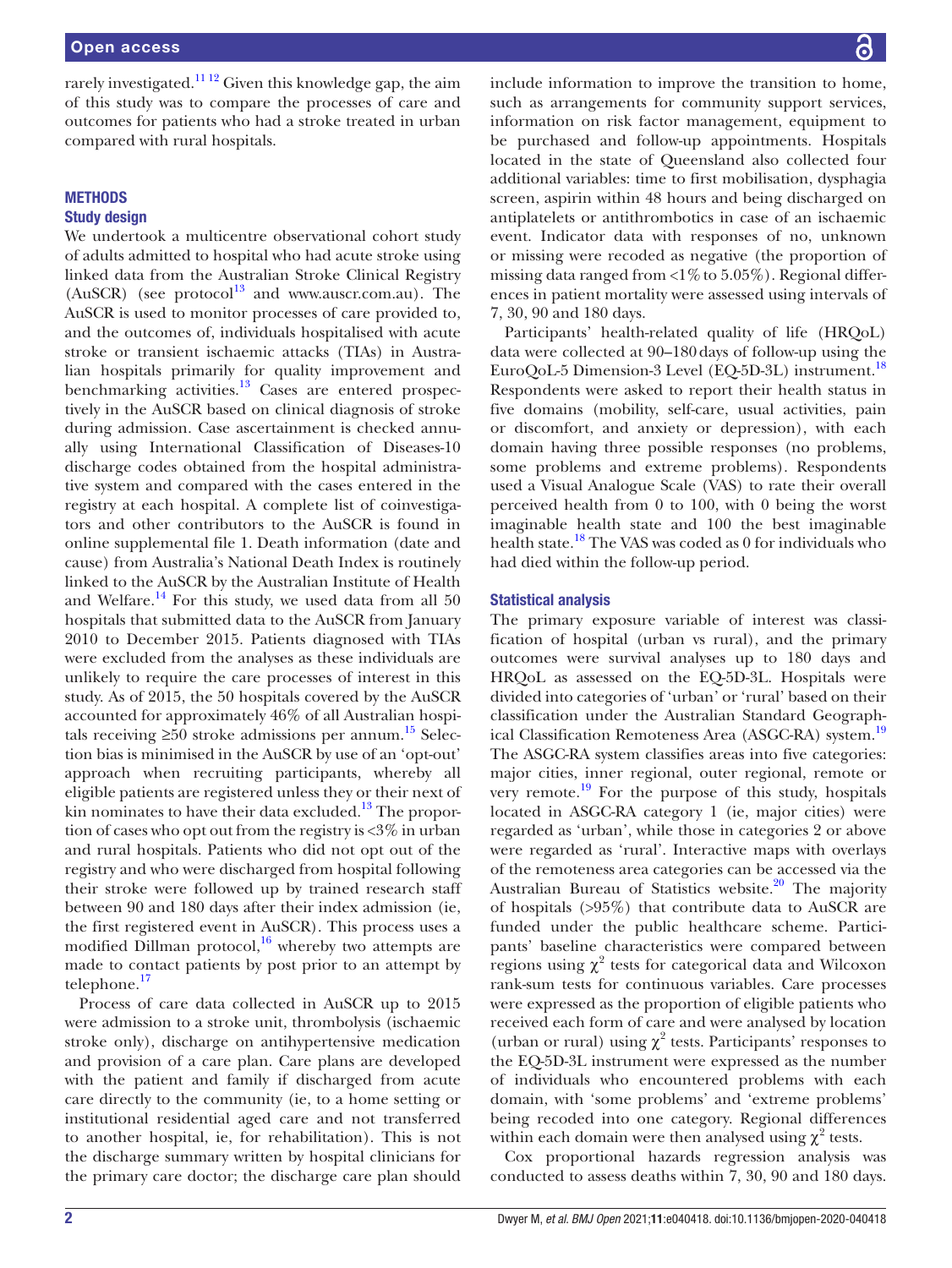rarely investigated.[11 12] Given this knowledge gap, the aim of this study was to compare the processes of care and outcomes for patients who had a stroke treated in urban compared with rural hospitals.

## METHODS

### Study design

We undertook a multicentre observational cohort study of adults admitted to hospital who had acute stroke using linked data from the Australian Stroke Clinical Registry (AuSCR) (see protocol[13] and www.auscr.com.au). The AuSCR is used to monitor processes of care provided to, and the outcomes of, individuals hospitalised with acute stroke or transient ischaemic attacks (TIAs) in Australian hospitals primarily for quality improvement and benchmarking activities.[13] Cases are entered prospectively in the AuSCR based on clinical diagnosis of stroke during admission. Case ascertainment is checked annually using International Classification of Diseases-10 discharge codes obtained from the hospital administrative system and compared with the cases entered in the registry at each hospital. A complete list of coinvestigators and other contributors to the AuSCR is found in online supplemental file 1. Death information (date and cause) from Australia's National Death Index is routinely linked to the AuSCR by the Australian Institute of Health and Welfare.[14] For this study, we used data from all 50 hospitals that submitted data to the AuSCR from January 2010 to December 2015. Patients diagnosed with TIAs were excluded from the analyses as these individuals are unlikely to require the care processes of interest in this study. As of 2015, the 50 hospitals covered by the AuSCR accounted for approximately 46% of all Australian hospitals receiving ≥50 stroke admissions per annum.[15] Selection bias is minimised in the AuSCR by use of an 'opt-out' approach when recruiting participants, whereby all eligible patients are registered unless they or their next of kin nominates to have their data excluded.[13] The proportion of cases who opt out from the registry is <3% in urban and rural hospitals. Patients who did not opt out of the registry and who were discharged from hospital following their stroke were followed up by trained research staff between 90 and 180 days after their index admission (ie, the first registered event in AuSCR). This process uses a modified Dillman protocol,[16] whereby two attempts are made to contact patients by post prior to an attempt by telephone.[17]

Process of care data collected in AuSCR up to 2015 were admission to a stroke unit, thrombolysis (ischaemic stroke only), discharge on antihypertensive medication and provision of a care plan. Care plans are developed with the patient and family if discharged from acute care directly to the community (ie, to a home setting or institutional residential aged care and not transferred to another hospital, ie, for rehabilitation). This is not the discharge summary written by hospital clinicians for the primary care doctor; the discharge care plan should include information to improve the transition to home, such as arrangements for community support services, information on risk factor management, equipment to be purchased and follow-up appointments. Hospitals located in the state of Queensland also collected four additional variables: time to first mobilisation, dysphagia screen, aspirin within 48 hours and being discharged on antiplatelets or antithrombotics in case of an ischaemic event. Indicator data with responses of no, unknown or missing were recoded as negative (the proportion of missing data ranged from <1% to 5.05%). Regional differences in patient mortality were assessed using intervals of 7, 30, 90 and 180 days.

Participants' health-related quality of life (HRQoL) data were collected at 90–180 days of follow-up using the EuroQoL-5 Dimension-3 Level (EQ-5D-3L) instrument.[18] Respondents were asked to report their health status in five domains (mobility, self-care, usual activities, pain or discomfort, and anxiety or depression), with each domain having three possible responses (no problems, some problems and extreme problems). Respondents used a Visual Analogue Scale (VAS) to rate their overall perceived health from 0 to 100, with 0 being the worst imaginable health state and 100 the best imaginable health state.[18] The VAS was coded as 0 for individuals who had died within the follow-up period.

### Statistical analysis

The primary exposure variable of interest was classification of hospital (urban vs rural), and the primary outcomes were survival analyses up to 180 days and HRQoL as assessed on the EQ-5D-3L. Hospitals were divided into categories of 'urban' or 'rural' based on their classification under the Australian Standard Geographical Classification Remoteness Area (ASGC-RA) system.[19] The ASGC-RA system classifies areas into five categories: major cities, inner regional, outer regional, remote or very remote.[19] For the purpose of this study, hospitals located in ASGC-RA category 1 (ie, major cities) were regarded as 'urban', while those in categories 2 or above were regarded as 'rural'. Interactive maps with overlays of the remoteness area categories can be accessed via the Australian Bureau of Statistics website.[20] The majority of hospitals (>95%) that contribute data to AuSCR are funded under the public healthcare scheme. Participants' baseline characteristics were compared between regions using $\chi^2$ tests for categorical data and Wilcoxon rank-sum tests for continuous variables. Care processes were expressed as the proportion of eligible patients who received each form of care and were analysed by location (urban or rural) using $\chi^2$ tests. Participants' responses to the EQ-5D-3L instrument were expressed as the number of individuals who encountered problems with each domain, with 'some problems' and 'extreme problems' being recoded into one category. Regional differences within each domain were then analysed using $\chi^2$ tests.

Cox proportional hazards regression analysis was conducted to assess deaths within 7, 30, 90 and 180 days.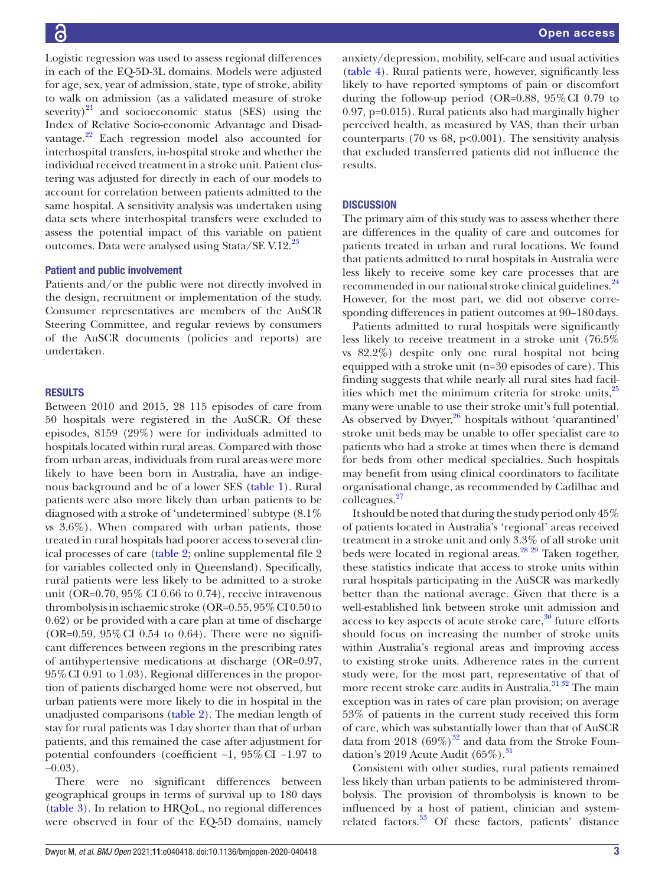Logistic regression was used to assess regional differences in each of the EQ-5D-3L domains. Models were adjusted for age, sex, year of admission, state, type of stroke, ability to walk on admission (as a validated measure of stroke severity)[21] and socioeconomic status (SES) using the Index of Relative Socio-economic Advantage and Disadvantage.[22] Each regression model also accounted for interhospital transfers, in-hospital stroke and whether the individual received treatment in a stroke unit. Patient clustering was adjusted for directly in each of our models to account for correlation between patients admitted to the same hospital. A sensitivity analysis was undertaken using data sets where interhospital transfers were excluded to assess the potential impact of this variable on patient outcomes. Data were analysed using Stata/SE V.12.[23]

### Patient and public involvement

Patients and/or the public were not directly involved in the design, recruitment or implementation of the study. Consumer representatives are members of the AuSCR Steering Committee, and regular reviews by consumers of the AuSCR documents (policies and reports) are undertaken.

## RESULTS

Between 2010 and 2015, 28 115 episodes of care from 50 hospitals were registered in the AuSCR. Of these episodes, 8159 (29%) were for individuals admitted to hospitals located within rural areas. Compared with those from urban areas, individuals from rural areas were more likely to have been born in Australia, have an indigenous background and be of a lower SES (table 1). Rural patients were also more likely than urban patients to be diagnosed with a stroke of 'undetermined' subtype (8.1% vs 3.6%). When compared with urban patients, those treated in rural hospitals had poorer access to several clinical processes of care (table 2; online supplemental file 2 for variables collected only in Queensland). Specifically, rural patients were less likely to be admitted to a stroke unit (OR=0.70, 95% CI 0.66 to 0.74), receive intravenous thrombolysis in ischaemic stroke (OR=0.55, 95% CI 0.50 to 0.62) or be provided with a care plan at time of discharge (OR=0.59, 95% CI 0.54 to 0.64). There were no significant differences between regions in the prescribing rates of antihypertensive medications at discharge (OR=0.97, 95% CI 0.91 to 1.03). Regional differences in the proportion of patients discharged home were not observed, but urban patients were more likely to die in hospital in the unadjusted comparisons (table 2). The median length of stay for rural patients was 1 day shorter than that of urban patients, and this remained the case after adjustment for potential confounders (coefficient −1, 95% CI −1.97 to −0.03).

There were no significant differences between geographical groups in terms of survival up to 180 days (table 3). In relation to HRQoL, no regional differences were observed in four of the EQ-5D domains, namely anxiety/depression, mobility, self-care and usual activities (table 4). Rural patients were, however, significantly less likely to have reported symptoms of pain or discomfort during the follow-up period (OR=0.88, 95% CI 0.79 to 0.97, p=0.015). Rural patients also had marginally higher perceived health, as measured by VAS, than their urban counterparts (70 vs 68, p<0.001). The sensitivity analysis that excluded transferred patients did not influence the results.

## DISCUSSION

The primary aim of this study was to assess whether there are differences in the quality of care and outcomes for patients treated in urban and rural locations. We found that patients admitted to rural hospitals in Australia were less likely to receive some key care processes that are recommended in our national stroke clinical guidelines.[24] However, for the most part, we did not observe corresponding differences in patient outcomes at 90–180 days.

Patients admitted to rural hospitals were significantly less likely to receive treatment in a stroke unit (76.5% vs 82.2%) despite only one rural hospital not being equipped with a stroke unit (n=30 episodes of care). This finding suggests that while nearly all rural sites had facilities which met the minimum criteria for stroke units,[25] many were unable to use their stroke unit's full potential. As observed by Dwyer,[26] hospitals without 'quarantined' stroke unit beds may be unable to offer specialist care to patients who had a stroke at times when there is demand for beds from other medical specialties. Such hospitals may benefit from using clinical coordinators to facilitate organisational change, as recommended by Cadilhac and colleagues.[27]

It should be noted that during the study period only 45% of patients located in Australia's 'regional' areas received treatment in a stroke unit and only 3.3% of all stroke unit beds were located in regional areas.[28,29] Taken together, these statistics indicate that access to stroke units within rural hospitals participating in the AuSCR was markedly better than the national average. Given that there is a well-established link between stroke unit admission and access to key aspects of acute stroke care,[30] future efforts should focus on increasing the number of stroke units within Australia's regional areas and improving access to existing stroke units. Adherence rates in the current study were, for the most part, representative of that of more recent stroke care audits in Australia.[31,32] The main exception was in rates of care plan provision; on average 53% of patients in the current study received this form of care, which was substantially lower than that of AuSCR data from 2018 (69%)[32] and data from the Stroke Foundation's 2019 Acute Audit (65%).[31]

Consistent with other studies, rural patients remained less likely than urban patients to be administered thrombolysis. The provision of thrombolysis is known to be influenced by a host of patient, clinician and system-related factors.[33] Of these factors, patients' distance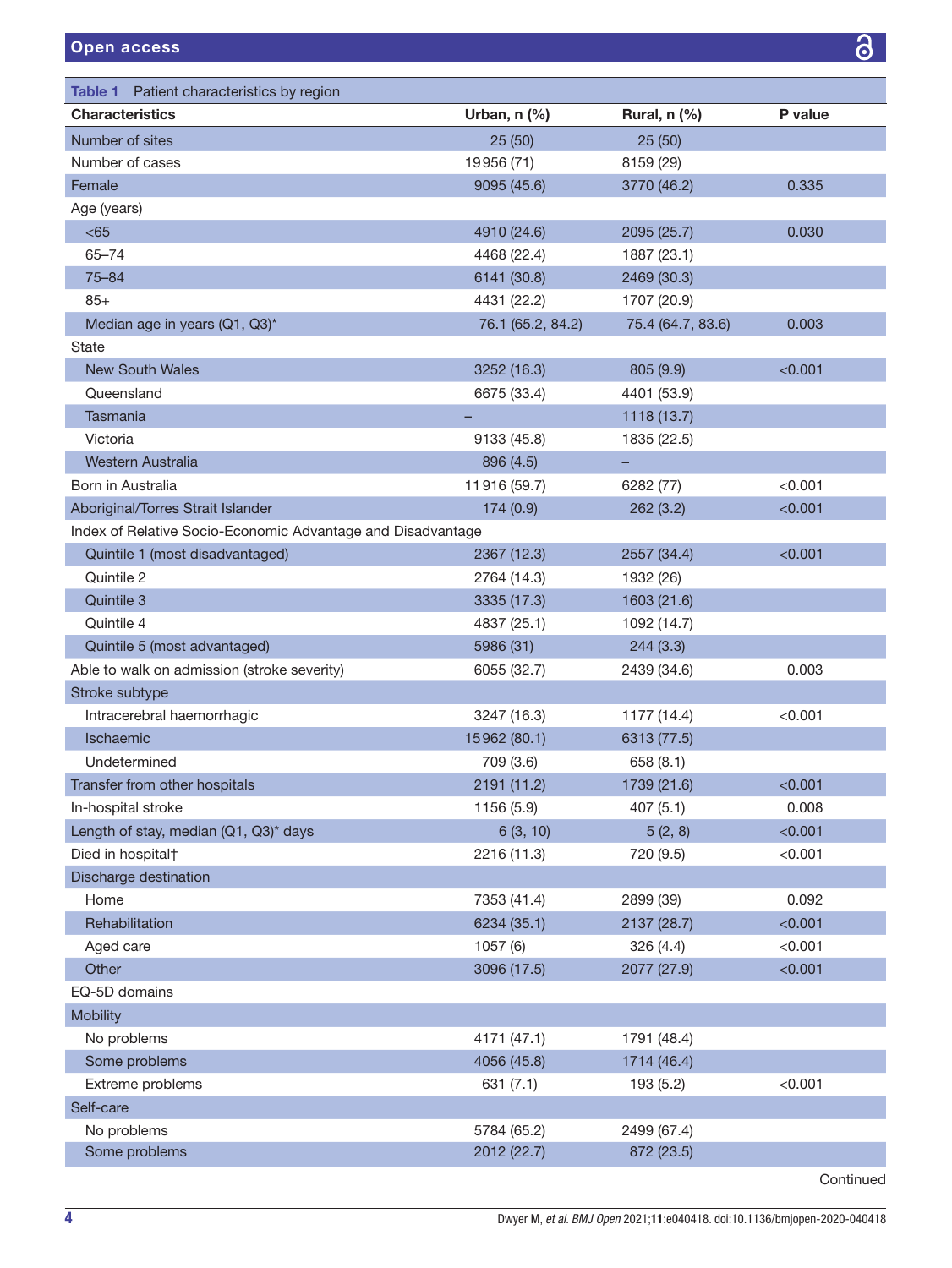**Table 1** Patient characteristics by region

| Characteristics | Urban, n (%) | Rural, n (%) | P value |
|---|---|---|---|
| Number of sites | 25 (50) | 25 (50) | |
| Number of cases | 19956 (71) | 8159 (29) | |
| Female | 9095 (45.6) | 3770 (46.2) | 0.335 |
| Age (years) | | | |
| <65 | 4910 (24.6) | 2095 (25.7) | 0.030 |
| 65–74 | 4468 (22.4) | 1887 (23.1) | |
| 75–84 | 6141 (30.8) | 2469 (30.3) | |
| 85+ | 4431 (22.2) | 1707 (20.9) | |
| Median age in years (Q1, Q3)* | 76.1 (65.2, 84.2) | 75.4 (64.7, 83.6) | 0.003 |
| State | | | |
| New South Wales | 3252 (16.3) | 805 (9.9) | <0.001 |
| Queensland | 6675 (33.4) | 4401 (53.9) | |
| Tasmania | – | 1118 (13.7) | |
| Victoria | 9133 (45.8) | 1835 (22.5) | |
| Western Australia | 896 (4.5) | – | |
| Born in Australia | 11916 (59.7) | 6282 (77) | <0.001 |
| Aboriginal/Torres Strait Islander | 174 (0.9) | 262 (3.2) | <0.001 |
| Index of Relative Socio-Economic Advantage and Disadvantage | | | |
| Quintile 1 (most disadvantaged) | 2367 (12.3) | 2557 (34.4) | <0.001 |
| Quintile 2 | 2764 (14.3) | 1932 (26) | |
| Quintile 3 | 3335 (17.3) | 1603 (21.6) | |
| Quintile 4 | 4837 (25.1) | 1092 (14.7) | |
| Quintile 5 (most advantaged) | 5986 (31) | 244 (3.3) | |
| Able to walk on admission (stroke severity) | 6055 (32.7) | 2439 (34.6) | 0.003 |
| Stroke subtype | | | |
| Intracerebral haemorrhagic | 3247 (16.3) | 1177 (14.4) | <0.001 |
| Ischaemic | 15962 (80.1) | 6313 (77.5) | |
| Undetermined | 709 (3.6) | 658 (8.1) | |
| Transfer from other hospitals | 2191 (11.2) | 1739 (21.6) | <0.001 |
| In-hospital stroke | 1156 (5.9) | 407 (5.1) | 0.008 |
| Length of stay, median (Q1, Q3)* days | 6 (3, 10) | 5 (2, 8) | <0.001 |
| Died in hospital† | 2216 (11.3) | 720 (9.5) | <0.001 |
| Discharge destination | | | |
| Home | 7353 (41.4) | 2899 (39) | 0.092 |
| Rehabilitation | 6234 (35.1) | 2137 (28.7) | <0.001 |
| Aged care | 1057 (6) | 326 (4.4) | <0.001 |
| Other | 3096 (17.5) | 2077 (27.9) | <0.001 |
| EQ-5D domains | | | |
| Mobility | | | |
| No problems | 4171 (47.1) | 1791 (48.4) | |
| Some problems | 4056 (45.8) | 1714 (46.4) | |
| Extreme problems | 631 (7.1) | 193 (5.2) | <0.001 |
| Self-care | | | |
| No problems | 5784 (65.2) | 2499 (67.4) | |
| Some problems | 2012 (22.7) | 872 (23.5) | |

Continued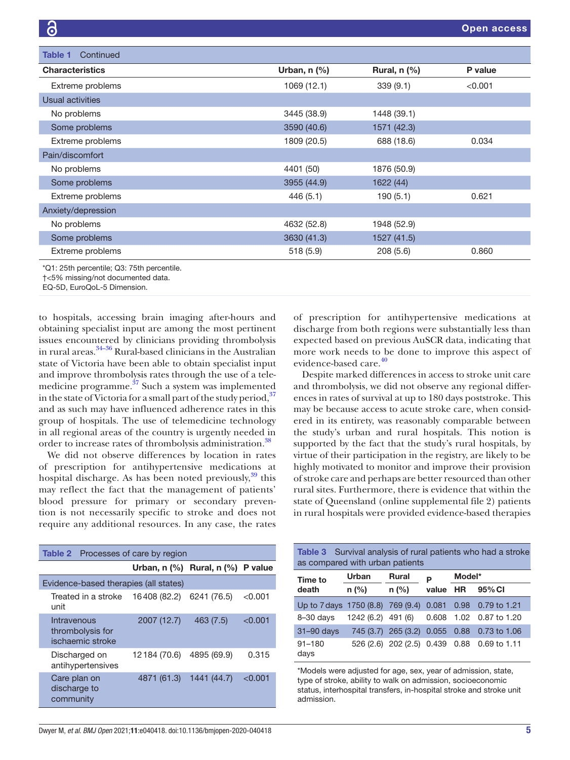**Table 1** Continued

| Characteristics | Urban, n (%) | Rural, n (%) | P value |
|---|---|---|---|
| Extreme problems | 1069 (12.1) | 339 (9.1) | <0.001 |
| Usual activities | | | |
| No problems | 3445 (38.9) | 1448 (39.1) | |
| Some problems | 3590 (40.6) | 1571 (42.3) | |
| Extreme problems | 1809 (20.5) | 688 (18.6) | 0.034 |
| Pain/discomfort | | | |
| No problems | 4401 (50) | 1876 (50.9) | |
| Some problems | 3955 (44.9) | 1622 (44) | |
| Extreme problems | 446 (5.1) | 190 (5.1) | 0.621 |
| Anxiety/depression | | | |
| No problems | 4632 (52.8) | 1948 (52.9) | |
| Some problems | 3630 (41.3) | 1527 (41.5) | |
| Extreme problems | 518 (5.9) | 208 (5.6) | 0.860 |

*Q1: 25th percentile; Q3: 75th percentile.
†<5% missing/not documented data.
EQ-5D, EuroQoL-5 Dimension.

to hospitals, accessing brain imaging after-hours and obtaining specialist input are among the most pertinent issues encountered by clinicians providing thrombolysis in rural areas.[34–36] Rural-based clinicians in the Australian state of Victoria have been able to obtain specialist input and improve thrombolysis rates through the use of a telemedicine programme.[37] Such a system was implemented in the state of Victoria for a small part of the study period,[37] and as such may have influenced adherence rates in this group of hospitals. The use of telemedicine technology in all regional areas of the country is urgently needed in order to increase rates of thrombolysis administration.[38]

We did not observe differences by location in rates of prescription for antihypertensive medications at hospital discharge. As has been noted previously,[39] this may reflect the fact that the management of patients' blood pressure for primary or secondary prevention is not necessarily specific to stroke and does not require any additional resources. In any case, the rates of prescription for antihypertensive medications at discharge from both regions were substantially less than expected based on previous AuSCR data, indicating that more work needs to be done to improve this aspect of evidence-based care.[40]

Despite marked differences in access to stroke unit care and thrombolysis, we did not observe any regional differences in rates of survival at up to 180 days poststroke. This may be because access to acute stroke care, when considered in its entirety, was reasonably comparable between the study's urban and rural hospitals. This notion is supported by the fact that the study's rural hospitals, by virtue of their participation in the registry, are likely to be highly motivated to monitor and improve their provision of stroke care and perhaps are better resourced than other rural sites. Furthermore, there is evidence that within the state of Queensland (online supplemental file 2) patients in rural hospitals were provided evidence-based therapies

**Table 2** Processes of care by region

| | Urban, n (%) | Rural, n (%) | P value |
|---|---|---|---|
| Evidence-based therapies (all states) | | | |
| Treated in a stroke unit | 16408 (82.2) | 6241 (76.5) | <0.001 |
| Intravenous thrombolysis for ischaemic stroke | 2007 (12.7) | 463 (7.5) | <0.001 |
| Discharged on antihypertensives | 12184 (70.6) | 4895 (69.9) | 0.315 |
| Care plan on discharge to community | 4871 (61.3) | 1441 (44.7) | <0.001 |

**Table 3** Survival analysis of rural patients who had a stroke as compared with urban patients

| Time to death | Urban n (%) | Rural n (%) | P value | Model* HR | Model* 95% CI |
|---|---|---|---|---|---|
| Up to 7 days | 1750 (8.8) | 769 (9.4) | 0.081 | 0.98 | 0.79 to 1.21 |
| 8–30 days | 1242 (6.2) | 491 (6) | 0.608 | 1.02 | 0.87 to 1.20 |
| 31–90 days | 745 (3.7) | 265 (3.2) | 0.055 | 0.88 | 0.73 to 1.06 |
| 91–180 days | 526 (2.6) | 202 (2.5) | 0.439 | 0.88 | 0.69 to 1.11 |

*Models were adjusted for age, sex, year of admission, state, type of stroke, ability to walk on admission, socioeconomic status, interhospital transfers, in-hospital stroke and stroke unit admission.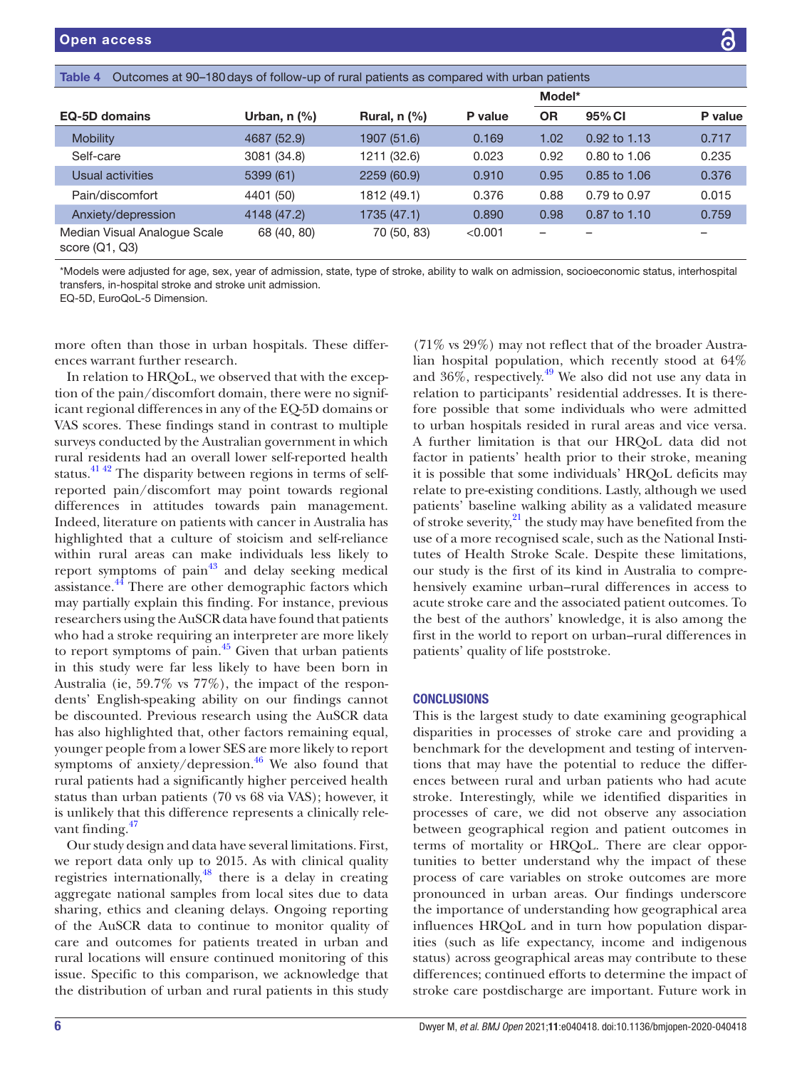Table 4 Outcomes at 90–180 days of follow-up of rural patients as compared with urban patients

| EQ-5D domains | Urban, n (%) | Rural, n (%) | P value | Model* | | |
|---|---|---|---|---|---|---|
| | | | | OR | 95% CI | P value |
| Mobility | 4687 (52.9) | 1907 (51.6) | 0.169 | 1.02 | 0.92 to 1.13 | 0.717 |
| Self-care | 3081 (34.8) | 1211 (32.6) | 0.023 | 0.92 | 0.80 to 1.06 | 0.235 |
| Usual activities | 5399 (61) | 2259 (60.9) | 0.910 | 0.95 | 0.85 to 1.06 | 0.376 |
| Pain/discomfort | 4401 (50) | 1812 (49.1) | 0.376 | 0.88 | 0.79 to 0.97 | 0.015 |
| Anxiety/depression | 4148 (47.2) | 1735 (47.1) | 0.890 | 0.98 | 0.87 to 1.10 | 0.759 |
| Median Visual Analogue Scale score (Q1, Q3) | 68 (40, 80) | 70 (50, 83) | <0.001 | – | – | – |

*Models were adjusted for age, sex, year of admission, state, type of stroke, ability to walk on admission, socioeconomic status, interhospital transfers, in-hospital stroke and stroke unit admission.
EQ-5D, EuroQoL-5 Dimension.

more often than those in urban hospitals. These differences warrant further research.

In relation to HRQoL, we observed that with the exception of the pain/discomfort domain, there were no significant regional differences in any of the EQ-5D domains or VAS scores. These findings stand in contrast to multiple surveys conducted by the Australian government in which rural residents had an overall lower self-reported health status.[41 42] The disparity between regions in terms of self-reported pain/discomfort may point towards regional differences in attitudes towards pain management. Indeed, literature on patients with cancer in Australia has highlighted that a culture of stoicism and self-reliance within rural areas can make individuals less likely to report symptoms of pain[43] and delay seeking medical assistance.[44] There are other demographic factors which may partially explain this finding. For instance, previous researchers using the AuSCR data have found that patients who had a stroke requiring an interpreter are more likely to report symptoms of pain.[45] Given that urban patients in this study were far less likely to have been born in Australia (ie, 59.7% vs 77%), the impact of the respondents' English-speaking ability on our findings cannot be discounted. Previous research using the AuSCR data has also highlighted that, other factors remaining equal, younger people from a lower SES are more likely to report symptoms of anxiety/depression.[46] We also found that rural patients had a significantly higher perceived health status than urban patients (70 vs 68 via VAS); however, it is unlikely that this difference represents a clinically relevant finding.[47]

Our study design and data have several limitations. First, we report data only up to 2015. As with clinical quality registries internationally,[48] there is a delay in creating aggregate national samples from local sites due to data sharing, ethics and cleaning delays. Ongoing reporting of the AuSCR data to continue to monitor quality of care and outcomes for patients treated in urban and rural locations will ensure continued monitoring of this issue. Specific to this comparison, we acknowledge that the distribution of urban and rural patients in this study (71% vs 29%) may not reflect that of the broader Australian hospital population, which recently stood at 64% and 36%, respectively.[49] We also did not use any data in relation to participants' residential addresses. It is therefore possible that some individuals who were admitted to urban hospitals resided in rural areas and vice versa. A further limitation is that our HRQoL data did not factor in patients' health prior to their stroke, meaning it is possible that some individuals' HRQoL deficits may relate to pre-existing conditions. Lastly, although we used patients' baseline walking ability as a validated measure of stroke severity,[21] the study may have benefited from the use of a more recognised scale, such as the National Institutes of Health Stroke Scale. Despite these limitations, our study is the first of its kind in Australia to comprehensively examine urban–rural differences in access to acute stroke care and the associated patient outcomes. To the best of the authors' knowledge, it is also among the first in the world to report on urban–rural differences in patients' quality of life poststroke.

## CONCLUSIONS

This is the largest study to date examining geographical disparities in processes of stroke care and providing a benchmark for the development and testing of interventions that may have the potential to reduce the differences between rural and urban patients who had acute stroke. Interestingly, while we identified disparities in processes of care, we did not observe any association between geographical region and patient outcomes in terms of mortality or HRQoL. There are clear opportunities to better understand why the impact of these process of care variables on stroke outcomes are more pronounced in urban areas. Our findings underscore the importance of understanding how geographical area influences HRQoL and in turn how population disparities (such as life expectancy, income and indigenous status) across geographical areas may contribute to these differences; continued efforts to determine the impact of stroke care postdischarge are important. Future work in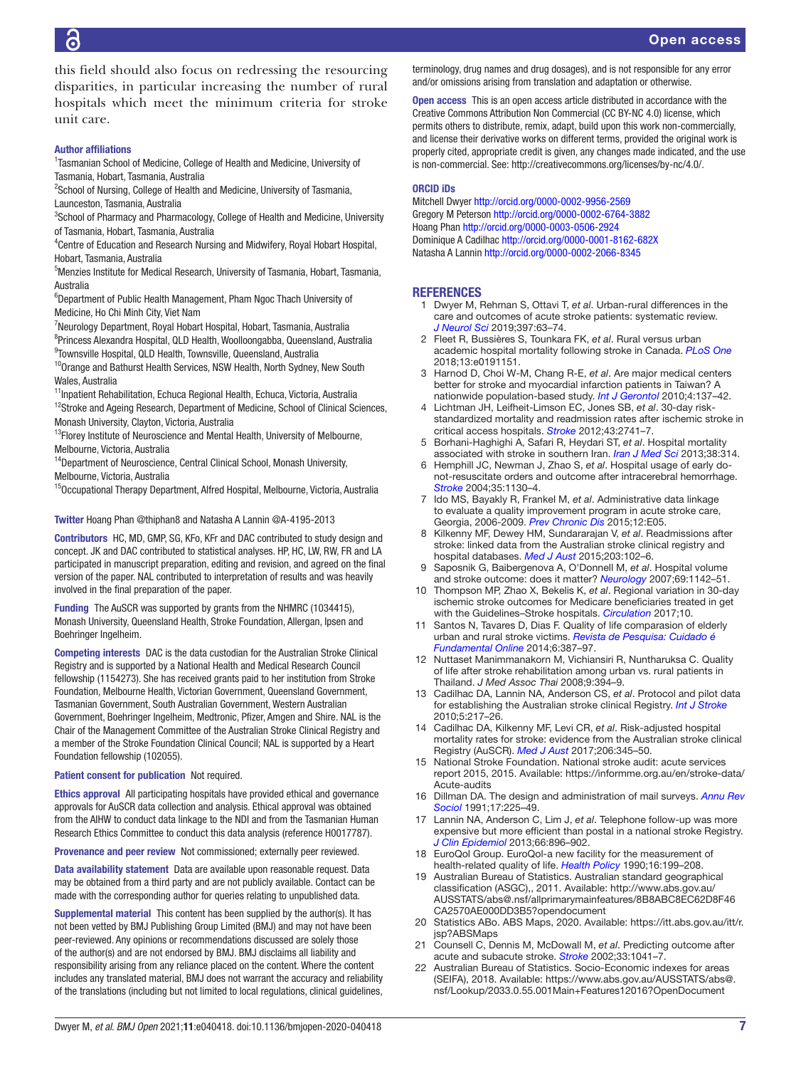this field should also focus on redressing the resourcing disparities, in particular increasing the number of rural hospitals which meet the minimum criteria for stroke unit care.

**Author affiliations**

[1]Tasmanian School of Medicine, College of Health and Medicine, University of Tasmania, Hobart, Tasmania, Australia
[2]School of Nursing, College of Health and Medicine, University of Tasmania, Launceston, Tasmania, Australia
[3]School of Pharmacy and Pharmacology, College of Health and Medicine, University of Tasmania, Hobart, Tasmania, Australia
[4]Centre of Education and Research Nursing and Midwifery, Royal Hobart Hospital, Hobart, Tasmania, Australia
[5]Menzies Institute for Medical Research, University of Tasmania, Hobart, Tasmania, Australia
[6]Department of Public Health Management, Pham Ngoc Thach University of Medicine, Ho Chi Minh City, Viet Nam
[7]Neurology Department, Royal Hobart Hospital, Hobart, Tasmania, Australia
[8]Princess Alexandra Hospital, QLD Health, Woolloongabba, Queensland, Australia
[9]Townsville Hospital, QLD Health, Townsville, Queensland, Australia
[10]Orange and Bathurst Health Services, NSW Health, North Sydney, New South Wales, Australia
[11]Inpatient Rehabilitation, Echuca Regional Health, Echuca, Victoria, Australia
[12]Stroke and Ageing Research, Department of Medicine, School of Clinical Sciences, Monash University, Clayton, Victoria, Australia
[13]Florey Institute of Neuroscience and Mental Health, University of Melbourne, Melbourne, Victoria, Australia
[14]Department of Neuroscience, Central Clinical School, Monash University, Melbourne, Victoria, Australia
[15]Occupational Therapy Department, Alfred Hospital, Melbourne, Victoria, Australia

**Twitter** Hoang Phan @thiphan8 and Natasha A Lannin @A-4195-2013

**Contributors** HC, MD, GMP, SG, KFo, KFr and DAC contributed to study design and concept. JK and DAC contributed to statistical analyses. HP, HC, LW, RW, FR and LA participated in manuscript preparation, editing and revision, and agreed on the final version of the paper. NAL contributed to interpretation of results and was heavily involved in the final preparation of the paper.

**Funding** The AuSCR was supported by grants from the NHMRC (1034415), Monash University, Queensland Health, Stroke Foundation, Allergan, Ipsen and Boehringer Ingelheim.

**Competing interests** DAC is the data custodian for the Australian Stroke Clinical Registry and is supported by a National Health and Medical Research Council fellowship (1154273). She has received grants paid to her institution from Stroke Foundation, Melbourne Health, Victorian Government, Queensland Government, Tasmanian Government, South Australian Government, Western Australian Government, Boehringer Ingelheim, Medtronic, Pfizer, Amgen and Shire. NAL is the Chair of the Management Committee of the Australian Stroke Clinical Registry and a member of the Stroke Foundation Clinical Council; NAL is supported by a Heart Foundation fellowship (102055).

**Patient consent for publication** Not required.

**Ethics approval** All participating hospitals have provided ethical and governance approvals for AuSCR data collection and analysis. Ethical approval was obtained from the AIHW to conduct data linkage to the NDI and from the Tasmanian Human Research Ethics Committee to conduct this data analysis (reference H0017787).

**Provenance and peer review** Not commissioned; externally peer reviewed.

**Data availability statement** Data are available upon reasonable request. Data may be obtained from a third party and are not publicly available. Contact can be made with the corresponding author for queries relating to unpublished data.

**Supplemental material** This content has been supplied by the author(s). It has not been vetted by BMJ Publishing Group Limited (BMJ) and may not have been peer-reviewed. Any opinions or recommendations discussed are solely those of the author(s) and are not endorsed by BMJ. BMJ disclaims all liability and responsibility arising from any reliance placed on the content. Where the content includes any translated material, BMJ does not warrant the accuracy and reliability of the translations (including but not limited to local regulations, clinical guidelines, terminology, drug names and drug dosages), and is not responsible for any error and/or omissions arising from translation and adaptation or otherwise.

**Open access** This is an open access article distributed in accordance with the Creative Commons Attribution Non Commercial (CC BY-NC 4.0) license, which permits others to distribute, remix, adapt, build upon this work non-commercially, and license their derivative works on different terms, provided the original work is properly cited, appropriate credit is given, any changes made indicated, and the use is non-commercial. See: http://creativecommons.org/licenses/by-nc/4.0/.

**ORCID iDs**

Mitchell Dwyer http://orcid.org/0000-0002-9956-2569
Gregory M Peterson http://orcid.org/0000-0002-6764-3882
Hoang Phan http://orcid.org/0000-0003-0506-2924
Dominique A Cadilhac http://orcid.org/0000-0001-8162-682X
Natasha A Lannin http://orcid.org/0000-0002-2066-8345

## REFERENCES

1. Dwyer M, Rehman S, Ottavi T, *et al*. Urban-rural differences in the care and outcomes of acute stroke patients: systematic review. *J Neurol Sci* 2019;397:63–74.
2. Fleet R, Bussières S, Tounkara FK, *et al*. Rural versus urban academic hospital mortality following stroke in Canada. *PLoS One* 2018;13:e0191151.
3. Harnod D, Choi W-M, Chang R-E, *et al*. Are major medical centers better for stroke and myocardial infarction patients in Taiwan? A nationwide population-based study. *Int J Gerontol* 2010;4:137–42.
4. Lichtman JH, Leifheit-Limson EC, Jones SB, *et al*. 30-day risk-standardized mortality and readmission rates after ischemic stroke in critical access hospitals. *Stroke* 2012;43:2741–7.
5. Borhani-Haghighi A, Safari R, Heydari ST, *et al*. Hospital mortality associated with stroke in southern Iran. *Iran J Med Sci* 2013;38:314.
6. Hemphill JC, Newman J, Zhao S, *et al*. Hospital usage of early do-not-resuscitate orders and outcome after intracerebral hemorrhage. *Stroke* 2004;35:1130–4.
7. Ido MS, Bayakly R, Frankel M, *et al*. Administrative data linkage to evaluate a quality improvement program in acute stroke care, Georgia, 2006-2009. *Prev Chronic Dis* 2015;12:E05.
8. Kilkenny MF, Dewey HM, Sundararajan V, *et al*. Readmissions after stroke: linked data from the Australian stroke clinical registry and hospital databases. *Med J Aust* 2015;203:102–6.
9. Saposnik G, Baibergenova A, O'Donnell M, *et al*. Hospital volume and stroke outcome: does it matter? *Neurology* 2007;69:1142–51.
10. Thompson MP, Zhao X, Bekelis K, *et al*. Regional variation in 30-day ischemic stroke outcomes for Medicare beneficiaries treated in get with the Guidelines–Stroke hospitals. *Circulation* 2017;10.
11. Santos N, Tavares D, Dias F. Quality of life comparison of elderly urban and rural stroke victims. *Revista de Pesquisa: Cuidado é Fundamental Online* 2014;6:387–97.
12. Nuttaset Manimmanakorn M, Vichiansiri R, Nuntharuksa C. Quality of life after stroke rehabilitation among urban vs. rural patients in Thailand. *J Med Assoc Thai* 2008;9:394–9.
13. Cadilhac DA, Lannin NA, Anderson CS, *et al*. Protocol and pilot data for establishing the Australian stroke clinical Registry. *Int J Stroke* 2010;5:217–26.
14. Cadilhac DA, Kilkenny MF, Levi CR, *et al*. Risk-adjusted hospital mortality rates for stroke: evidence from the Australian stroke clinical Registry (AuSCR). *Med J Aust* 2017;206:345–50.
15. National Stroke Foundation. National stroke audit: acute services report 2015, 2015. Available: https://informme.org.au/en/stroke-data/Acute-audits
16. Dillman DA. The design and administration of mail surveys. *Annu Rev Sociol* 1991;17:225–49.
17. Lannin NA, Anderson C, Lim J, *et al*. Telephone follow-up was more expensive but more efficient than postal in a national stroke Registry. *J Clin Epidemiol* 2013;66:896–902.
18. EuroQol Group. EuroQol-a new facility for the measurement of health-related quality of life. *Health Policy* 1990;16:199–208.
19. Australian Bureau of Statistics. Australian standard geographical classification (ASGC),, 2011. Available: http://www.abs.gov.au/AUSSTATS/abs@.nsf/allprimarymainfeatures/8B8ABC8EC62D8F46CA2570AE000DD3B5?opendocument
20. Statistics ABo. ABS Maps, 2020. Available: https://itt.abs.gov.au/itt/r.jsp?ABSMaps
21. Counsell C, Dennis M, McDowall M, *et al*. Predicting outcome after acute and subacute stroke. *Stroke* 2002;33:1041–7.
22. Australian Bureau of Statistics. Socio-Economic indexes for areas (SEIFA), 2018. Available: https://www.abs.gov.au/AUSSTATS/abs@.nsf/Lookup/2033.0.55.001Main+Features12016?OpenDocument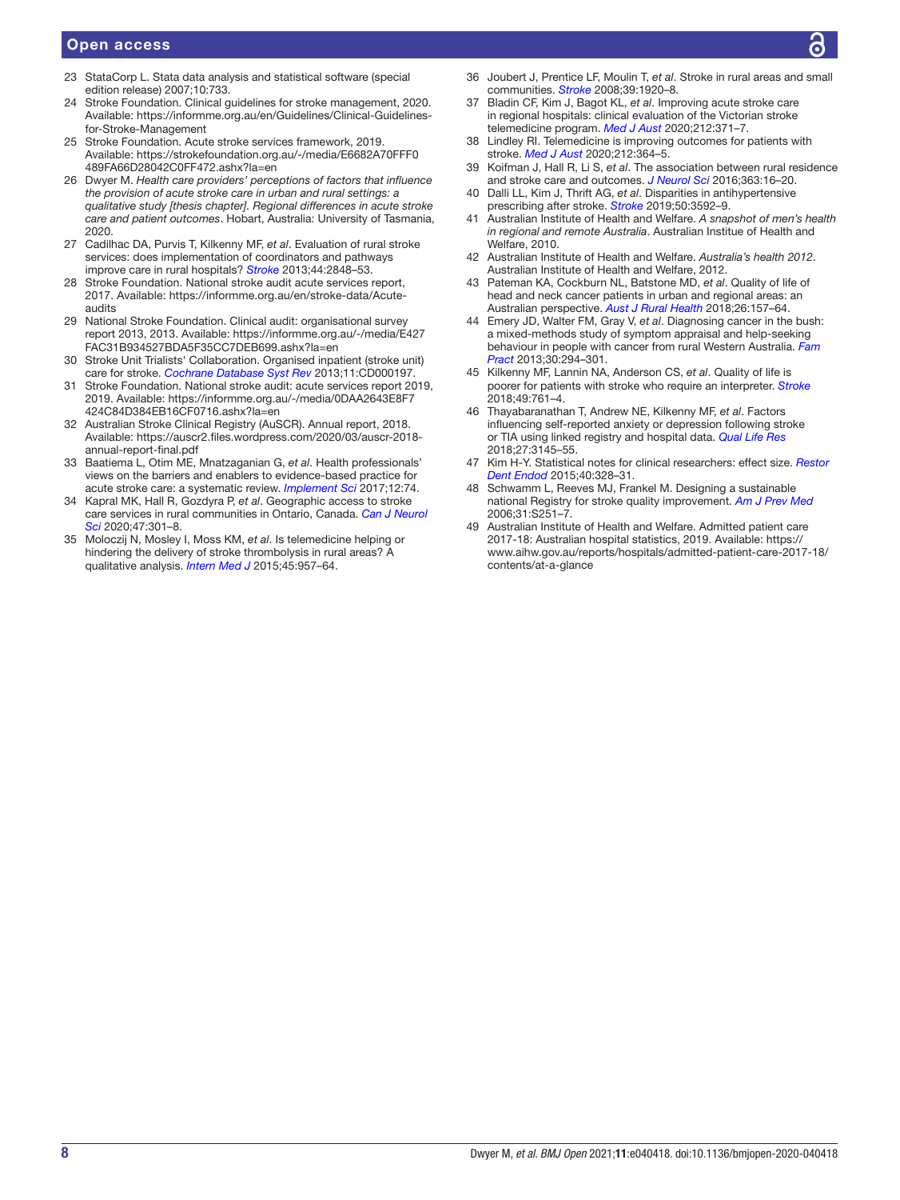23 StataCorp L. Stata data analysis and statistical software (special edition release) 2007;10:733.
24 Stroke Foundation. Clinical guidelines for stroke management, 2020. Available: https://informme.org.au/en/Guidelines/Clinical-Guidelines-for-Stroke-Management
25 Stroke Foundation. Acute stroke services framework, 2019. Available: https://strokefoundation.org.au/-/media/E6682A70FFF0489FA66D28042C0FF472.ashx?la=en
26 Dwyer M. *Health care providers' perceptions of factors that influence the provision of acute stroke care in urban and rural settings: a qualitative study [thesis chapter]. Regional differences in acute stroke care and patient outcomes*. Hobart, Australia: University of Tasmania, 2020.
27 Cadilhac DA, Purvis T, Kilkenny MF, *et al*. Evaluation of rural stroke services: does implementation of coordinators and pathways improve care in rural hospitals? *Stroke* 2013;44:2848–53.
28 Stroke Foundation. National stroke audit acute services report, 2017. Available: https://informme.org.au/en/stroke-data/Acute-audits
29 National Stroke Foundation. Clinical audit: organisational survey report 2013, 2013. Available: https://informme.org.au/-/media/E427FAC31B934527BDA5F35CC7DEB699.ashx?la=en
30 Stroke Unit Trialists' Collaboration. Organised inpatient (stroke unit) care for stroke. *Cochrane Database Syst Rev* 2013;11:CD000197.
31 Stroke Foundation. National stroke audit: acute services report 2019, 2019. Available: https://informme.org.au/-/media/0DAA2643E8F7424C84D384EB16CF0716.ashx?la=en
32 Australian Stroke Clinical Registry (AuSCR). Annual report, 2018. Available: https://auscr2.files.wordpress.com/2020/03/auscr-2018-annual-report-final.pdf
33 Baatiema L, Otim ME, Mnatzaganian G, *et al*. Health professionals' views on the barriers and enablers to evidence-based practice for acute stroke care: a systematic review. *Implement Sci* 2017;12:74.
34 Kapral MK, Hall R, Gozdyra P, *et al*. Geographic access to stroke care services in rural communities in Ontario, Canada. *Can J Neurol Sci* 2020;47:301–8.
35 Moloczij N, Mosley I, Moss KM, *et al*. Is telemedicine helping or hindering the delivery of stroke thrombolysis in rural areas? A qualitative analysis. *Intern Med J* 2015;45:957–64.
36 Joubert J, Prentice LF, Moulin T, *et al*. Stroke in rural areas and small communities. *Stroke* 2008;39:1920–8.
37 Bladin CF, Kim J, Bagot KL, *et al*. Improving acute stroke care in regional hospitals: clinical evaluation of the Victorian stroke telemedicine program. *Med J Aust* 2020;212:371–7.
38 Lindley RI. Telemedicine is improving outcomes for patients with stroke. *Med J Aust* 2020;212:364–5.
39 Koifman J, Hall R, Li S, *et al*. The association between rural residence and stroke care and outcomes. *J Neurol Sci* 2016;363:16–20.
40 Dalli LL, Kim J, Thrift AG, *et al*. Disparities in antihypertensive prescribing after stroke. *Stroke* 2019;50:3592–9.
41 Australian Institute of Health and Welfare. *A snapshot of men's health in regional and remote Australia*. Australian Institue of Health and Welfare, 2010.
42 Australian Institute of Health and Welfare. *Australia's health 2012*. Australian Institute of Health and Welfare, 2012.
43 Pateman KA, Cockburn NL, Batstone MD, *et al*. Quality of life of head and neck cancer patients in urban and regional areas: an Australian perspective. *Aust J Rural Health* 2018;26:157–64.
44 Emery JD, Walter FM, Gray V, *et al*. Diagnosing cancer in the bush: a mixed-methods study of symptom appraisal and help-seeking behaviour in people with cancer from rural Western Australia. *Fam Pract* 2013;30:294–301.
45 Kilkenny MF, Lannin NA, Anderson CS, *et al*. Quality of life is poorer for patients with stroke who require an interpreter. *Stroke* 2018;49:761–4.
46 Thayabaranathan T, Andrew NE, Kilkenny MF, *et al*. Factors influencing self-reported anxiety or depression following stroke or TIA using linked registry and hospital data. *Qual Life Res* 2018;27:3145–55.
47 Kim H-Y. Statistical notes for clinical researchers: effect size. *Restor Dent Endod* 2015;40:328–31.
48 Schwamm L, Reeves MJ, Frankel M. Designing a sustainable national Registry for stroke quality improvement. *Am J Prev Med* 2006;31:S251–7.
49 Australian Institute of Health and Welfare. Admitted patient care 2017-18: Australian hospital statistics, 2019. Available: https://www.aihw.gov.au/reports/hospitals/admitted-patient-care-2017-18/contents/at-a-glance